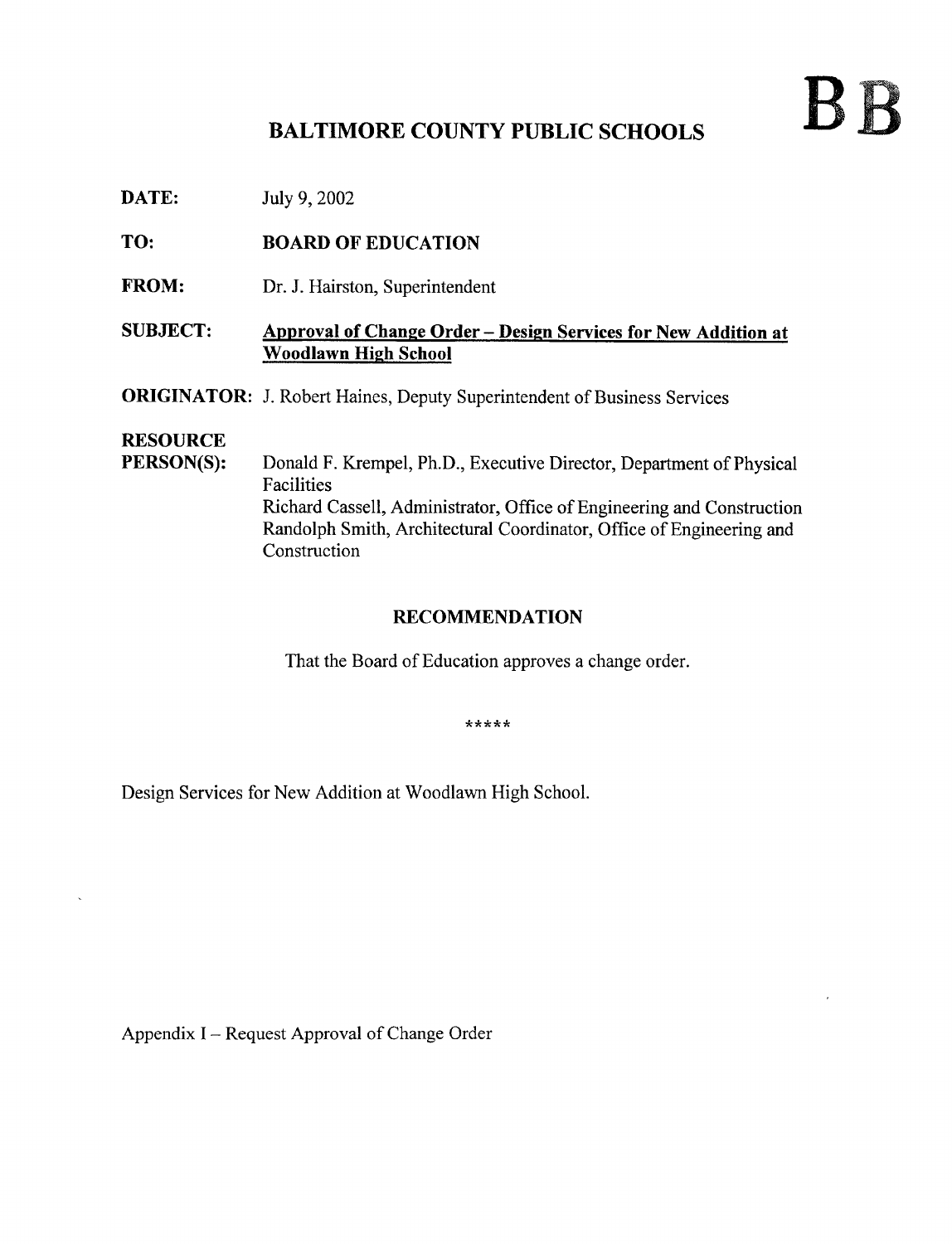BB

# BALTIMORE COUNTY PUBLIC SCHOOLS

**DATE:** July 9, 2002

**TO:** **BOARD OF EDUCATION**

**FROM:** Dr. J. Hairston, Superintendent

**SUBJECT:** **Approval of Change Order – Design Services for New Addition at Woodlawn High School**

**ORIGINATOR:** J. Robert Haines, Deputy Superintendent of Business Services

**RESOURCE PERSON(S):** Donald F. Krempel, Ph.D., Executive Director, Department of Physical Facilities
Richard Cassell, Administrator, Office of Engineering and Construction
Randolph Smith, Architectural Coordinator, Office of Engineering and Construction

## RECOMMENDATION

That the Board of Education approves a change order.

*****

Design Services for New Addition at Woodlawn High School.

Appendix I – Request Approval of Change Order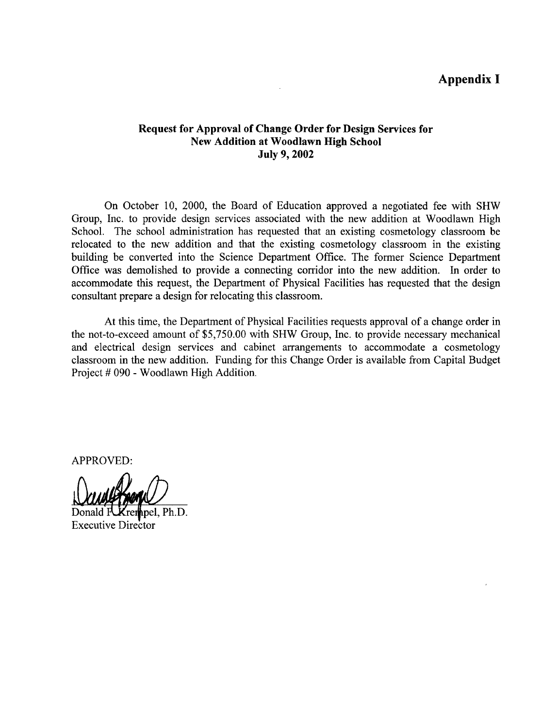# Appendix I

### Request for Approval of Change Order for Design Services for New Addition at Woodlawn High School July 9, 2002

On October 10, 2000, the Board of Education approved a negotiated fee with SHW Group, Inc. to provide design services associated with the new addition at Woodlawn High School. The school administration has requested that an existing cosmetology classroom be relocated to the new addition and that the existing cosmetology classroom in the existing building be converted into the Science Department Office. The former Science Department Office was demolished to provide a connecting corridor into the new addition. In order to accommodate this request, the Department of Physical Facilities has requested that the design consultant prepare a design for relocating this classroom.

At this time, the Department of Physical Facilities requests approval of a change order in the not-to-exceed amount of $5,750.00 with SHW Group, Inc. to provide necessary mechanical and electrical design services and cabinet arrangements to accommodate a cosmetology classroom in the new addition. Funding for this Change Order is available from Capital Budget Project # 090 - Woodlawn High Addition.

APPROVED:

Donald F. Krempel, Ph.D.
Executive Director